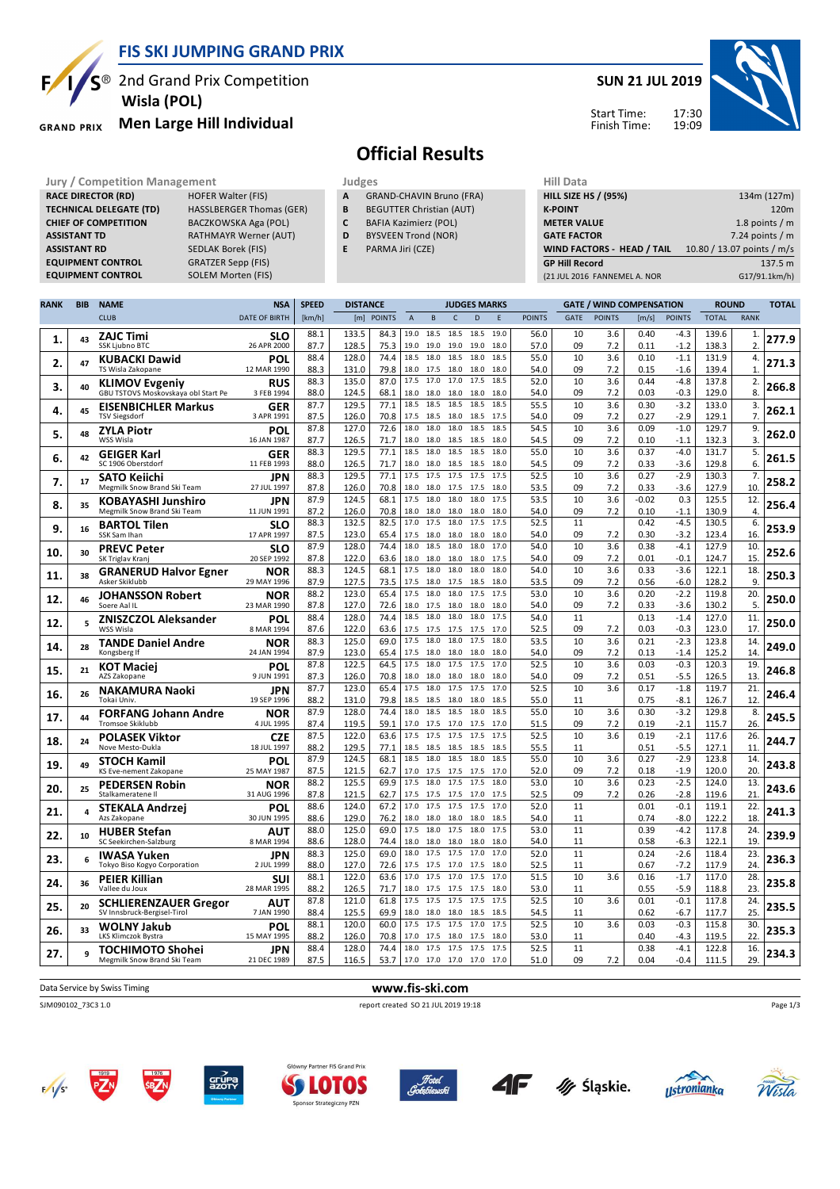# FIS SKI JUMPING GRAND PRIX

## 2nd Grand Prix Competition
## Wisla (POL)
## Men Large Hill Individual

**SUN 21 JUL 2019**

Start Time: 17:30
Finish Time: 19:09

# Official Results

| Jury / Competition Management | |
|---|---|
| RACE DIRECTOR (RD) | HOFER Walter (FIS) |
| TECHNICAL DELEGATE (TD) | HASSLBERGER Thomas (GER) |
| CHIEF OF COMPETITION | BACZKOWSKA Aga (POL) |
| ASSISTANT TD | RATHMAYR Werner (AUT) |
| ASSISTANT RD | SEDLAK Borek (FIS) |
| EQUIPMENT CONTROL | GRATZER Sepp (FIS) |
| EQUIPMENT CONTROL | SOLEM Morten (FIS) |

| Judges | |
|---|---|
| A | GRAND-CHAVIN Bruno (FRA) |
| B | BEGUTTER Christian (AUT) |
| C | BAFIA Kazimierz (POL) |
| D | BYSVEEN Trond (NOR) |
| E | PARMA Jiri (CZE) |

| Hill Data | |
|---|---|
| HILL SIZE HS / (95%) | 134m (127m) |
| K-POINT | 120m |
| METER VALUE | 1.8 points / m |
| GATE FACTOR | 7.24 points / m |
| WIND FACTORS - HEAD / TAIL | 10.80 / 13.07 points / m/s |
| GP Hill Record | 137.5 m |
| (21 JUL 2016 FANNEMEL A. NOR | G17/91.1km/h) |

| RANK | BIB | NAME / CLUB | NSA / DATE OF BIRTH | SPEED [km/h] | DISTANCE [m] | DISTANCE POINTS | A | B | C | D | E | JUDGES POINTS | GATE | GATE POINTS | WIND [m/s] | WIND POINTS | ROUND TOTAL | ROUND RANK | TOTAL |
|---|---|---|---|---|---|---|---|---|---|---|---|---|---|---|---|---|---|---|---|
| 1. | 43 | ZAJC Timi | SLO | 88.1 | 133.5 | 84.3 | 19.0 | 18.5 | 18.5 | 18.5 | 19.0 | 56.0 | 10 | 3.6 | 0.40 | -4.3 | 139.6 | 1. | 277.9 |
| | | SSK Ljubno BTC | 26 APR 2000 | 87.7 | 128.5 | 75.3 | 19.0 | 19.0 | 19.0 | 19.0 | 18.0 | 57.0 | 09 | 7.2 | 0.11 | -1.2 | 138.3 | 2. | |
| 2. | 47 | KUBACKI Dawid | POL | 88.4 | 128.0 | 74.4 | 18.5 | 18.0 | 18.5 | 18.0 | 18.0 | 55.0 | 10 | 3.6 | 0.10 | -1.1 | 131.9 | 4. | 271.3 |
| | | TS Wisla Zakopane | 12 MAR 1990 | 88.3 | 131.0 | 79.8 | 18.0 | 17.5 | 18.0 | 18.0 | 18.0 | 54.0 | 09 | 7.2 | 0.15 | -1.6 | 139.4 | 1. | |
| 3. | 40 | KLIMOV Evgeniy | RUS | 88.3 | 135.0 | 87.0 | 17.5 | 17.0 | 17.0 | 17.5 | 18.5 | 52.0 | 10 | 3.6 | 0.44 | -4.8 | 137.8 | 2. | 266.8 |
| | | GBU TSTOVS Moskovskaya obl Start Pe | 3 FEB 1994 | 88.0 | 124.5 | 68.1 | 18.0 | 18.0 | 18.0 | 18.0 | 18.0 | 54.0 | 09 | 7.2 | 0.03 | -0.3 | 129.0 | 8. | |
| 4. | 45 | EISENBICHLER Markus | GER | 87.7 | 129.5 | 77.1 | 18.5 | 18.5 | 18.5 | 18.5 | 18.5 | 55.5 | 10 | 3.6 | 0.30 | -3.2 | 133.0 | 3. | 262.1 |
| | | TSV Siegsdorf | 3 APR 1991 | 87.5 | 126.0 | 70.8 | 17.5 | 18.5 | 18.0 | 18.5 | 17.5 | 54.0 | 09 | 7.2 | 0.27 | -2.9 | 129.1 | 7. | |
| 5. | 48 | ZYLA Piotr | POL | 87.8 | 127.0 | 72.6 | 18.0 | 18.0 | 18.0 | 18.5 | 18.5 | 54.5 | 10 | 3.6 | 0.09 | -1.0 | 129.7 | 9. | 262.0 |
| | | WSS Wisla | 16 JAN 1987 | 87.7 | 126.5 | 71.7 | 18.0 | 18.0 | 18.5 | 18.5 | 18.0 | 54.5 | 09 | 7.2 | 0.10 | -1.1 | 132.3 | 3. | |
| 6. | 42 | GEIGER Karl | GER | 88.3 | 129.5 | 77.1 | 18.5 | 18.0 | 18.5 | 18.5 | 18.0 | 55.0 | 10 | 3.6 | 0.37 | -4.0 | 131.7 | 5. | 261.5 |
| | | SC 1906 Oberstdorf | 11 FEB 1993 | 88.0 | 126.5 | 71.7 | 18.0 | 18.0 | 18.5 | 18.5 | 18.0 | 54.5 | 09 | 7.2 | 0.33 | -3.6 | 129.8 | 6. | |
| 7. | 17 | SATO Keiichi | JPN | 88.3 | 129.5 | 77.1 | 17.5 | 17.5 | 17.5 | 17.5 | 17.5 | 52.5 | 10 | 3.6 | 0.27 | -2.9 | 130.3 | 7. | 258.2 |
| | | Megmilk Snow Brand Ski Team | 27 JUL 1997 | 87.8 | 126.0 | 70.8 | 18.0 | 18.0 | 17.5 | 17.5 | 18.0 | 53.5 | 09 | 7.2 | 0.33 | -3.6 | 127.9 | 10. | |
| 8. | 35 | KOBAYASHI Junshiro | JPN | 87.9 | 124.5 | 68.1 | 17.5 | 18.0 | 18.0 | 18.0 | 17.5 | 53.5 | 10 | 3.6 | -0.02 | 0.3 | 125.5 | 12. | 256.4 |
| | | Megmilk Snow Brand Ski Team | 11 JUN 1991 | 87.2 | 126.0 | 70.8 | 18.0 | 18.0 | 18.0 | 18.0 | 18.0 | 54.0 | 09 | 7.2 | 0.10 | -1.1 | 130.9 | 4. | |
| 9. | 16 | BARTOL Tilen | SLO | 88.3 | 132.5 | 82.5 | 17.0 | 17.5 | 18.0 | 17.5 | 17.5 | 52.5 | 11 | | 0.42 | -4.5 | 130.5 | 6. | 253.9 |
| | | SSK Sam Ihan | 17 APR 1997 | 87.5 | 123.0 | 65.4 | 17.5 | 18.0 | 18.0 | 18.0 | 18.0 | 54.0 | 09 | 7.2 | 0.30 | -3.2 | 123.4 | 16. | |
| 10. | 30 | PREVC Peter | SLO | 87.9 | 128.0 | 74.4 | 18.0 | 18.5 | 18.0 | 18.0 | 17.0 | 54.0 | 10 | 3.6 | 0.38 | -4.1 | 127.9 | 10. | 252.6 |
| | | SK Triglav Kranj | 20 SEP 1992 | 87.8 | 122.0 | 63.6 | 18.0 | 18.0 | 18.0 | 18.0 | 17.5 | 54.0 | 09 | 7.2 | 0.01 | -0.1 | 124.7 | 15. | |
| 11. | 38 | GRANERUD Halvor Egner | NOR | 88.3 | 124.5 | 68.1 | 17.5 | 18.0 | 18.0 | 18.0 | 18.0 | 54.0 | 10 | 3.6 | 0.33 | -3.6 | 122.1 | 18. | 250.3 |
| | | Asker Skiklubb | 29 MAY 1996 | 87.9 | 127.5 | 73.5 | 17.5 | 18.0 | 17.5 | 18.5 | 18.0 | 53.5 | 09 | 7.2 | 0.56 | -6.0 | 128.2 | 9. | |
| 12. | 46 | JOHANSSON Robert | NOR | 88.2 | 123.0 | 65.4 | 17.5 | 18.0 | 18.0 | 17.5 | 17.5 | 53.0 | 10 | 3.6 | 0.20 | -2.2 | 119.8 | 20. | 250.0 |
| | | Soere Aal IL | 23 MAR 1990 | 87.8 | 127.0 | 72.6 | 18.0 | 17.5 | 18.0 | 18.0 | 18.0 | 54.0 | 09 | 7.2 | 0.33 | -3.6 | 130.2 | 5. | |
| 12. | 5 | ZNISZCZOL Aleksander | POL | 88.4 | 128.0 | 74.4 | 18.5 | 18.0 | 18.0 | 18.0 | 17.5 | 54.0 | 11 | | 0.13 | -1.4 | 127.0 | 11. | 250.0 |
| | | WSS Wisla | 8 MAR 1994 | 87.6 | 122.0 | 63.6 | 17.5 | 17.5 | 17.5 | 17.5 | 17.0 | 52.5 | 09 | 7.2 | 0.03 | -0.3 | 123.0 | 17. | |
| 14. | 28 | TANDE Daniel Andre | NOR | 88.3 | 125.0 | 69.0 | 17.5 | 18.0 | 18.0 | 17.5 | 18.0 | 53.5 | 10 | 3.6 | 0.21 | -2.3 | 123.8 | 14. | 249.0 |
| | | Kongsberg If | 24 JAN 1994 | 87.9 | 123.0 | 65.4 | 17.5 | 18.0 | 18.0 | 18.0 | 18.0 | 54.0 | 09 | 7.2 | 0.13 | -1.4 | 125.2 | 14. | |
| 15. | 21 | KOT Maciej | POL | 87.8 | 122.5 | 64.5 | 17.5 | 18.0 | 17.5 | 17.5 | 17.0 | 52.5 | 10 | 3.6 | 0.03 | -0.3 | 120.3 | 19. | 246.8 |
| | | AZS Zakopane | 9 JUN 1991 | 87.3 | 126.0 | 70.8 | 18.0 | 18.0 | 18.0 | 18.0 | 18.0 | 54.0 | 09 | 7.2 | 0.51 | -5.5 | 126.5 | 13. | |
| 16. | 26 | NAKAMURA Naoki | JPN | 87.7 | 123.0 | 65.4 | 17.5 | 18.0 | 17.5 | 17.5 | 17.0 | 52.5 | 10 | 3.6 | 0.17 | -1.8 | 119.7 | 21. | 246.4 |
| | | Tokai Univ. | 19 SEP 1996 | 88.2 | 131.0 | 79.8 | 18.5 | 18.5 | 18.0 | 18.0 | 18.5 | 55.0 | 11 | | 0.75 | -8.1 | 126.7 | 12. | |
| 17. | 44 | FORFANG Johann Andre | NOR | 87.9 | 128.0 | 74.4 | 18.0 | 18.5 | 18.5 | 18.0 | 18.5 | 55.0 | 10 | 3.6 | 0.30 | -3.2 | 129.8 | 8. | 245.5 |
| | | Tromsoe Skiklubb | 4 JUL 1995 | 87.4 | 119.5 | 59.1 | 17.0 | 17.5 | 17.0 | 17.5 | 17.0 | 51.5 | 09 | 7.2 | 0.19 | -2.1 | 115.7 | 26. | |
| 18. | 24 | POLASEK Viktor | CZE | 87.5 | 122.0 | 63.6 | 17.5 | 17.5 | 17.5 | 17.5 | 17.5 | 52.5 | 10 | 3.6 | 0.19 | -2.1 | 117.6 | 26. | 244.7 |
| | | Nove Mesto-Dukla | 18 JUL 1997 | 88.2 | 129.5 | 77.1 | 18.5 | 18.5 | 18.5 | 18.5 | 18.5 | 55.5 | 11 | | 0.51 | -5.5 | 127.1 | 11. | |
| 19. | 49 | STOCH Kamil | POL | 87.9 | 124.5 | 68.1 | 18.5 | 18.0 | 18.5 | 18.0 | 18.5 | 55.0 | 10 | 3.6 | 0.27 | -2.9 | 123.8 | 14. | 243.8 |
| | | KS Eve-nement Zakopane | 25 MAY 1987 | 87.5 | 121.5 | 62.7 | 17.0 | 17.5 | 17.5 | 17.5 | 17.0 | 52.0 | 09 | 7.2 | 0.18 | -1.9 | 120.0 | 20. | |
| 20. | 25 | PEDERSEN Robin | NOR | 88.2 | 125.5 | 69.9 | 17.5 | 18.0 | 17.5 | 17.5 | 18.0 | 53.0 | 10 | 3.6 | 0.23 | -2.5 | 124.0 | 13. | 243.6 |
| | | Stalkameratene Il | 31 AUG 1996 | 87.8 | 121.5 | 62.7 | 17.5 | 17.5 | 17.5 | 17.0 | 17.5 | 52.5 | 09 | 7.2 | 0.26 | -2.8 | 119.6 | 21. | |
| 21. | 4 | STEKALA Andrzej | POL | 88.6 | 124.0 | 67.2 | 17.0 | 17.5 | 17.5 | 17.5 | 17.0 | 52.0 | 11 | | 0.01 | -0.1 | 119.1 | 22. | 241.3 |
| | | Azs Zakopane | 30 JUN 1995 | 88.6 | 129.0 | 76.2 | 18.0 | 18.0 | 18.0 | 18.0 | 18.5 | 54.0 | 11 | | 0.74 | -8.0 | 122.2 | 18. | |
| 22. | 10 | HUBER Stefan | AUT | 88.0 | 125.0 | 69.0 | 17.5 | 18.0 | 17.5 | 18.0 | 17.5 | 53.0 | 11 | | 0.39 | -4.2 | 117.8 | 24. | 239.9 |
| | | SC Seekirchen-Salzburg | 8 MAR 1994 | 88.6 | 128.0 | 74.4 | 18.0 | 18.0 | 18.0 | 18.0 | 18.0 | 54.0 | 11 | | 0.58 | -6.3 | 122.1 | 19. | |
| 23. | 6 | IWASA Yuken | JPN | 88.3 | 125.0 | 69.0 | 18.0 | 17.5 | 17.5 | 17.0 | 17.0 | 52.0 | 11 | | 0.24 | -2.6 | 118.4 | 23. | 236.3 |
| | | Tokyo Biso Kogyo Corporation | 2 JUL 1999 | 88.0 | 127.0 | 72.6 | 17.5 | 17.5 | 17.0 | 17.5 | 18.0 | 52.5 | 11 | | 0.67 | -7.2 | 117.9 | 24. | |
| 24. | 36 | PEIER Killian | SUI | 88.1 | 122.0 | 63.6 | 17.0 | 17.5 | 17.0 | 17.5 | 17.0 | 51.5 | 10 | 3.6 | 0.16 | -1.7 | 117.0 | 28. | 235.8 |
| | | Vallee du Joux | 28 MAR 1995 | 88.2 | 126.5 | 71.7 | 18.0 | 17.5 | 17.5 | 17.5 | 18.0 | 53.0 | 11 | | 0.55 | -5.9 | 118.8 | 23. | |
| 25. | 20 | SCHLIERENZAUER Gregor | AUT | 87.8 | 121.0 | 61.8 | 17.5 | 17.5 | 17.5 | 17.5 | 17.5 | 52.5 | 10 | 3.6 | 0.01 | -0.1 | 117.8 | 24. | 235.5 |
| | | SV Innsbruck-Bergisel-Tirol | 7 JAN 1990 | 88.4 | 125.5 | 69.9 | 18.0 | 18.0 | 18.0 | 18.5 | 18.5 | 54.5 | 11 | | 0.62 | -6.7 | 117.7 | 25. | |
| 26. | 33 | WOLNY Jakub | POL | 88.1 | 120.0 | 60.0 | 17.5 | 17.5 | 17.5 | 17.0 | 17.5 | 52.5 | 10 | 3.6 | 0.03 | -0.3 | 115.8 | 30. | 235.3 |
| | | LKS Klimczok Bystra | 15 MAY 1995 | 88.2 | 126.0 | 70.8 | 17.0 | 17.5 | 18.0 | 17.5 | 18.0 | 53.0 | 11 | | 0.40 | -4.3 | 119.5 | 22. | |
| 27. | 9 | TOCHIMOTO Shohei | JPN | 88.4 | 128.0 | 74.4 | 18.0 | 17.5 | 17.5 | 17.5 | 17.5 | 52.5 | 11 | | 0.38 | -4.1 | 122.8 | 16. | 234.3 |
| | | Megmilk Snow Brand Ski Team | 21 DEC 1989 | 87.5 | 116.5 | 53.7 | 17.0 | 17.0 | 17.0 | 17.0 | 17.0 | 51.0 | 09 | 7.2 | 0.04 | -0.4 | 111.5 | 29. | |

Data Service by Swiss Timing

www.fis-ski.com

SJM090102_73C3 1.0 report created SO 21 JUL 2019 19:18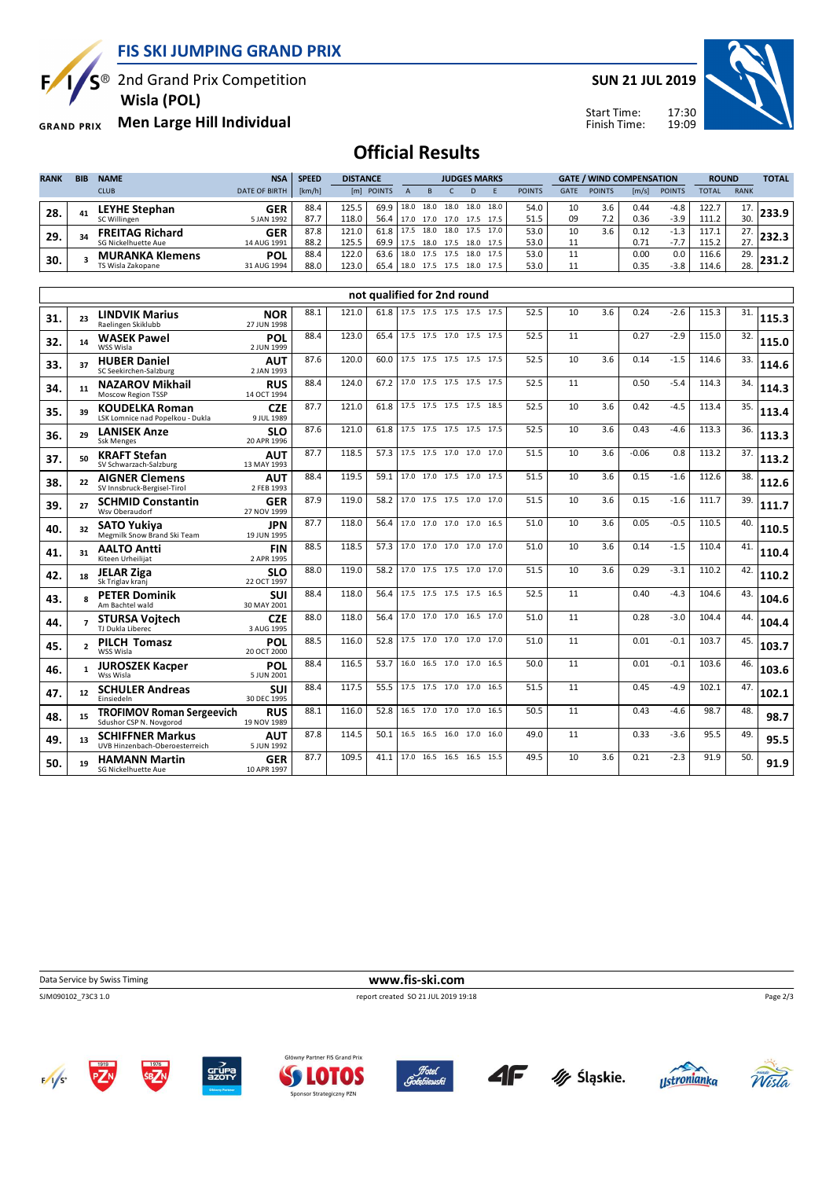# FIS SKI JUMPING GRAND PRIX

2nd Grand Prix Competition
**Wisla (POL)**
**Men Large Hill Individual**

**SUN 21 JUL 2019**

Start Time: 17:30
Finish Time: 19:09

## Official Results

| RANK | BIB | NAME / CLUB | NSA / DATE OF BIRTH | SPEED [km/h] | DISTANCE [m] | DISTANCE POINTS | A | B | C | D | E | JUDGES POINTS | GATE | GATE POINTS | WIND [m/s] | WIND POINTS | ROUND TOTAL | ROUND RANK | TOTAL |
|---|---|---|---|---|---|---|---|---|---|---|---|---|---|---|---|---|---|---|---|
| 28. | 41 | **LEYHE Stephan** SC Willingen | **GER** 5 JAN 1992 | 88.4 | 125.5 | 69.9 | 18.0 | 18.0 | 18.0 | 18.0 | 18.0 | 54.0 | 10 | 3.6 | 0.44 | -4.8 | 122.7 | 17. | 233.9 |
| | | | | 87.7 | 118.0 | 56.4 | 17.0 | 17.0 | 17.0 | 17.5 | 17.5 | 51.5 | 09 | 7.2 | 0.36 | -3.9 | 111.2 | 30. | |
| 29. | 34 | **FREITAG Richard** SG Nickelhuette Aue | **GER** 14 AUG 1991 | 87.8 | 121.0 | 61.8 | 17.5 | 18.0 | 18.0 | 17.5 | 17.0 | 53.0 | 10 | 3.6 | 0.12 | -1.3 | 117.1 | 27. | 232.3 |
| | | | | 88.2 | 125.5 | 69.9 | 17.5 | 18.0 | 17.5 | 18.0 | 17.5 | 53.0 | 11 | | 0.71 | -7.7 | 115.2 | 27. | |
| 30. | 3 | **MURANKA Klemens** TS Wisla Zakopane | **POL** 31 AUG 1994 | 88.4 | 122.0 | 63.6 | 18.0 | 17.5 | 17.5 | 18.0 | 17.5 | 53.0 | 11 | | 0.00 | 0.0 | 116.6 | 29. | 231.2 |
| | | | | 88.0 | 123.0 | 65.4 | 18.0 | 17.5 | 17.5 | 18.0 | 17.5 | 53.0 | 11 | | 0.35 | -3.8 | 114.6 | 28. | |

### not qualified for 2nd round

| RANK | BIB | NAME / CLUB | NSA / DATE OF BIRTH | SPEED [km/h] | DISTANCE [m] | DISTANCE POINTS | A | B | C | D | E | JUDGES POINTS | GATE | GATE POINTS | WIND [m/s] | WIND POINTS | ROUND TOTAL | ROUND RANK | TOTAL |
|---|---|---|---|---|---|---|---|---|---|---|---|---|---|---|---|---|---|---|---|
| 31. | 23 | **LINDVIK Marius** Raelingen Skiklubb | **NOR** 27 JUN 1998 | 88.1 | 121.0 | 61.8 | 17.5 | 17.5 | 17.5 | 17.5 | 17.5 | 52.5 | 10 | 3.6 | 0.24 | -2.6 | 115.3 | 31. | 115.3 |
| 32. | 14 | **WASEK Pawel** WSS Wisla | **POL** 2 JUN 1999 | 88.4 | 123.0 | 65.4 | 17.5 | 17.5 | 17.0 | 17.5 | 17.5 | 52.5 | 11 | | 0.27 | -2.9 | 115.0 | 32. | 115.0 |
| 33. | 37 | **HUBER Daniel** SC Seekirchen-Salzburg | **AUT** 2 JAN 1993 | 87.6 | 120.0 | 60.0 | 17.5 | 17.5 | 17.5 | 17.5 | 17.5 | 52.5 | 10 | 3.6 | 0.14 | -1.5 | 114.6 | 33. | 114.6 |
| 34. | 11 | **NAZAROV Mikhail** Moscow Region TSSP | **RUS** 14 OCT 1994 | 88.4 | 124.0 | 67.2 | 17.0 | 17.5 | 17.5 | 17.5 | 17.5 | 52.5 | 11 | | 0.50 | -5.4 | 114.3 | 34. | 114.3 |
| 35. | 39 | **KOUDELKA Roman** LSK Lomnice nad Popelkou - Dukla | **CZE** 9 JUL 1989 | 87.7 | 121.0 | 61.8 | 17.5 | 17.5 | 17.5 | 17.5 | 18.5 | 52.5 | 10 | 3.6 | 0.42 | -4.5 | 113.4 | 35. | 113.4 |
| 36. | 29 | **LANISEK Anze** Ssk Menges | **SLO** 20 APR 1996 | 87.6 | 121.0 | 61.8 | 17.5 | 17.5 | 17.5 | 17.5 | 17.5 | 52.5 | 10 | 3.6 | 0.43 | -4.6 | 113.3 | 36. | 113.3 |
| 37. | 50 | **KRAFT Stefan** SV Schwarzach-Salzburg | **AUT** 13 MAY 1993 | 87.7 | 118.5 | 57.3 | 17.5 | 17.5 | 17.0 | 17.0 | 17.0 | 51.5 | 10 | 3.6 | -0.06 | 0.8 | 113.2 | 37. | 113.2 |
| 38. | 22 | **AIGNER Clemens** SV Innsbruck-Bergisel-Tirol | **AUT** 2 FEB 1993 | 88.4 | 119.5 | 59.1 | 17.0 | 17.0 | 17.5 | 17.0 | 17.5 | 51.5 | 10 | 3.6 | 0.15 | -1.6 | 112.6 | 38. | 112.6 |
| 39. | 27 | **SCHMID Constantin** Wsv Oberaudorf | **GER** 27 NOV 1999 | 87.9 | 119.0 | 58.2 | 17.0 | 17.5 | 17.5 | 17.0 | 17.0 | 51.5 | 10 | 3.6 | 0.15 | -1.6 | 111.7 | 39. | 111.7 |
| 40. | 32 | **SATO Yukiya** Megmilk Snow Brand Ski Team | **JPN** 19 JUN 1995 | 87.7 | 118.0 | 56.4 | 17.0 | 17.0 | 17.0 | 17.0 | 16.5 | 51.0 | 10 | 3.6 | 0.05 | -0.5 | 110.5 | 40. | 110.5 |
| 41. | 31 | **AALTO Antti** Kiteen Urheilijat | **FIN** 2 APR 1995 | 88.5 | 118.5 | 57.3 | 17.0 | 17.0 | 17.0 | 17.0 | 17.0 | 51.0 | 10 | 3.6 | 0.14 | -1.5 | 110.4 | 41. | 110.4 |
| 42. | 18 | **JELAR Ziga** Sk Triglav kranj | **SLO** 22 OCT 1997 | 88.0 | 119.0 | 58.2 | 17.0 | 17.5 | 17.5 | 17.0 | 17.0 | 51.5 | 10 | 3.6 | 0.29 | -3.1 | 110.2 | 42. | 110.2 |
| 43. | 8 | **PETER Dominik** Am Bachtel wald | **SUI** 30 MAY 2001 | 88.4 | 118.0 | 56.4 | 17.5 | 17.5 | 17.5 | 17.5 | 16.5 | 52.5 | 11 | | 0.40 | -4.3 | 104.6 | 43. | 104.6 |
| 44. | 7 | **STURSA Vojtech** TJ Dukla Liberec | **CZE** 3 AUG 1995 | 88.0 | 118.0 | 56.4 | 17.0 | 17.0 | 17.0 | 16.5 | 17.0 | 51.0 | 11 | | 0.28 | -3.0 | 104.4 | 44. | 104.4 |
| 45. | 2 | **PILCH Tomasz** WSS Wisla | **POL** 20 OCT 2000 | 88.5 | 116.0 | 52.8 | 17.5 | 17.0 | 17.0 | 17.0 | 17.0 | 51.0 | 11 | | 0.01 | -0.1 | 103.7 | 45. | 103.7 |
| 46. | 1 | **JUROSZEK Kacper** Wss Wisla | **POL** 5 JUN 2001 | 88.4 | 116.5 | 53.7 | 16.0 | 16.5 | 17.0 | 17.0 | 16.5 | 50.0 | 11 | | 0.01 | -0.1 | 103.6 | 46. | 103.6 |
| 47. | 12 | **SCHULER Andreas** Einsiedeln | **SUI** 30 DEC 1995 | 88.4 | 117.5 | 55.5 | 17.5 | 17.5 | 17.0 | 17.0 | 16.5 | 51.5 | 11 | | 0.45 | -4.9 | 102.1 | 47. | 102.1 |
| 48. | 15 | **TROFIMOV Roman Sergeevich** Sdushor CSP N. Novgorod | **RUS** 19 NOV 1989 | 88.1 | 116.0 | 52.8 | 16.5 | 17.0 | 17.0 | 17.0 | 16.5 | 50.5 | 11 | | 0.43 | -4.6 | 98.7 | 48. | 98.7 |
| 49. | 13 | **SCHIFFNER Markus** UVB Hinzenbach-Oberoesterreich | **AUT** 5 JUN 1992 | 87.8 | 114.5 | 50.1 | 16.5 | 16.5 | 16.0 | 17.0 | 16.0 | 49.0 | 11 | | 0.33 | -3.6 | 95.5 | 49. | 95.5 |
| 50. | 19 | **HAMANN Martin** SG Nickelhuette Aue | **GER** 10 APR 1997 | 87.7 | 109.5 | 41.1 | 17.0 | 16.5 | 16.5 | 16.5 | 15.5 | 49.5 | 10 | 3.6 | 0.21 | -2.3 | 91.9 | 50. | 91.9 |

Data Service by Swiss Timing — www.fis-ski.com

SJM090102_73C3 1.0 — report created SO 21 JUL 2019 19:18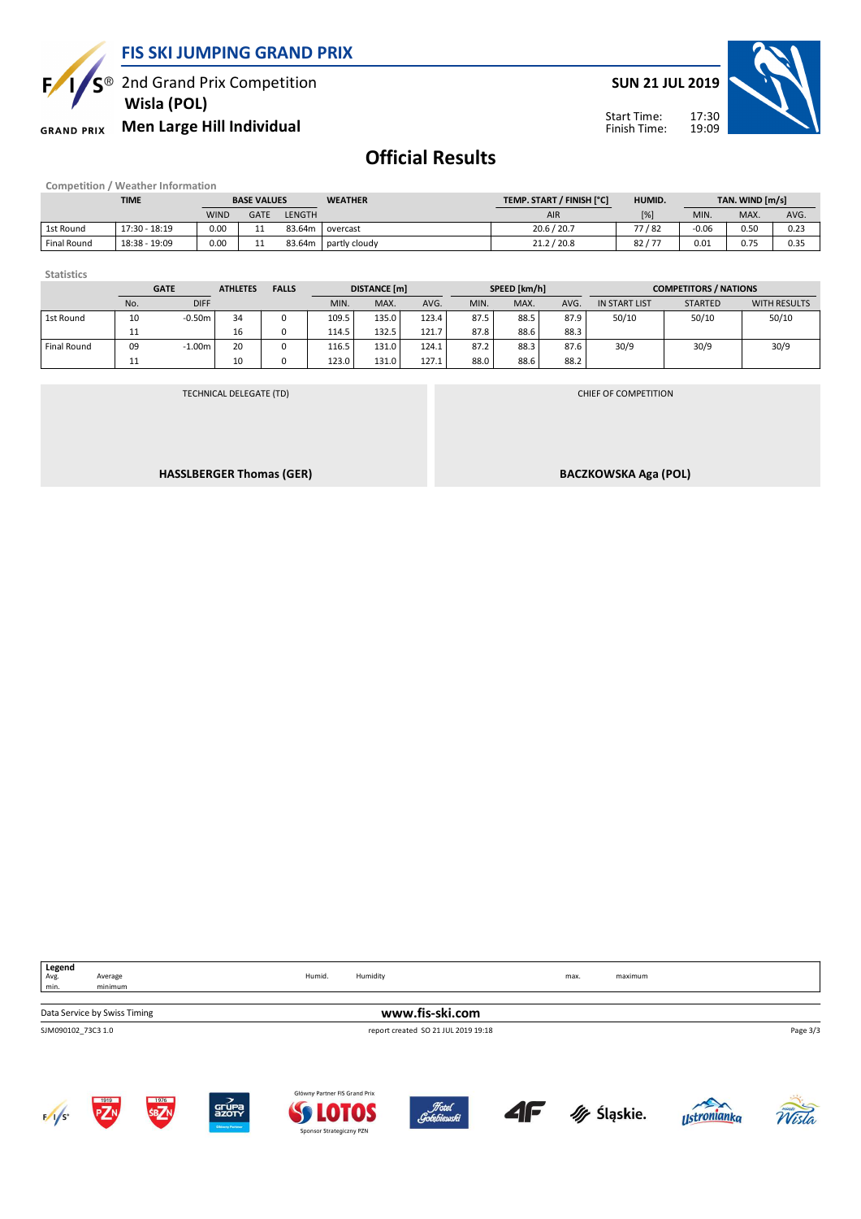# FIS SKI JUMPING GRAND PRIX

2nd Grand Prix Competition
**Wisla (POL)**
**Men Large Hill Individual**

**SUN 21 JUL 2019**

Start Time: 17:30
Finish Time: 19:09

## Official Results

Competition / Weather Information

| | TIME | BASE VALUES | | | WEATHER | TEMP. START / FINISH [°C] | HUMID. | TAN. WIND [m/s] | | |
|---|---|---|---|---|---|---|---|---|---|---|
| | | WIND | GATE | LENGTH | | AIR | [%] | MIN. | MAX. | AVG. |
| 1st Round | 17:30 - 18:19 | 0.00 | 11 | 83.64m | overcast | 20.6 / 20.7 | 77 / 82 | -0.06 | 0.50 | 0.23 |
| Final Round | 18:38 - 19:09 | 0.00 | 11 | 83.64m | partly cloudy | 21.2 / 20.8 | 82 / 77 | 0.01 | 0.75 | 0.35 |

Statistics

| | GATE | | ATHLETES | FALLS | DISTANCE [m] | | | SPEED [km/h] | | | COMPETITORS / NATIONS | | |
|---|---|---|---|---|---|---|---|---|---|---|---|---|---|
| | No. | DIFF | | | MIN. | MAX. | AVG. | MIN. | MAX. | AVG. | IN START LIST | STARTED | WITH RESULTS |
| 1st Round | 10 | -0.50m | 34 | 0 | 109.5 | 135.0 | 123.4 | 87.5 | 88.5 | 87.9 | 50/10 | 50/10 | 50/10 |
| | 11 | | 16 | 0 | 114.5 | 132.5 | 121.7 | 87.8 | 88.6 | 88.3 | | | |
| Final Round | 09 | -1.00m | 20 | 0 | 116.5 | 131.0 | 124.1 | 87.2 | 88.3 | 87.6 | 30/9 | 30/9 | 30/9 |
| | 11 | | 10 | 0 | 123.0 | 131.0 | 127.1 | 88.0 | 88.6 | 88.2 | | | |

| TECHNICAL DELEGATE (TD) | CHIEF OF COMPETITION |
|---|---|
| **HASSLBERGER Thomas (GER)** | **BACZKOWSKA Aga (POL)** |

**Legend**
Avg. Average
min. minimum
Humid. Humidity
max. maximum

Data Service by Swiss Timing
www.fis-ski.com
SJM090102_73C3 1.0
report created SO 21 JUL 2019 19:18